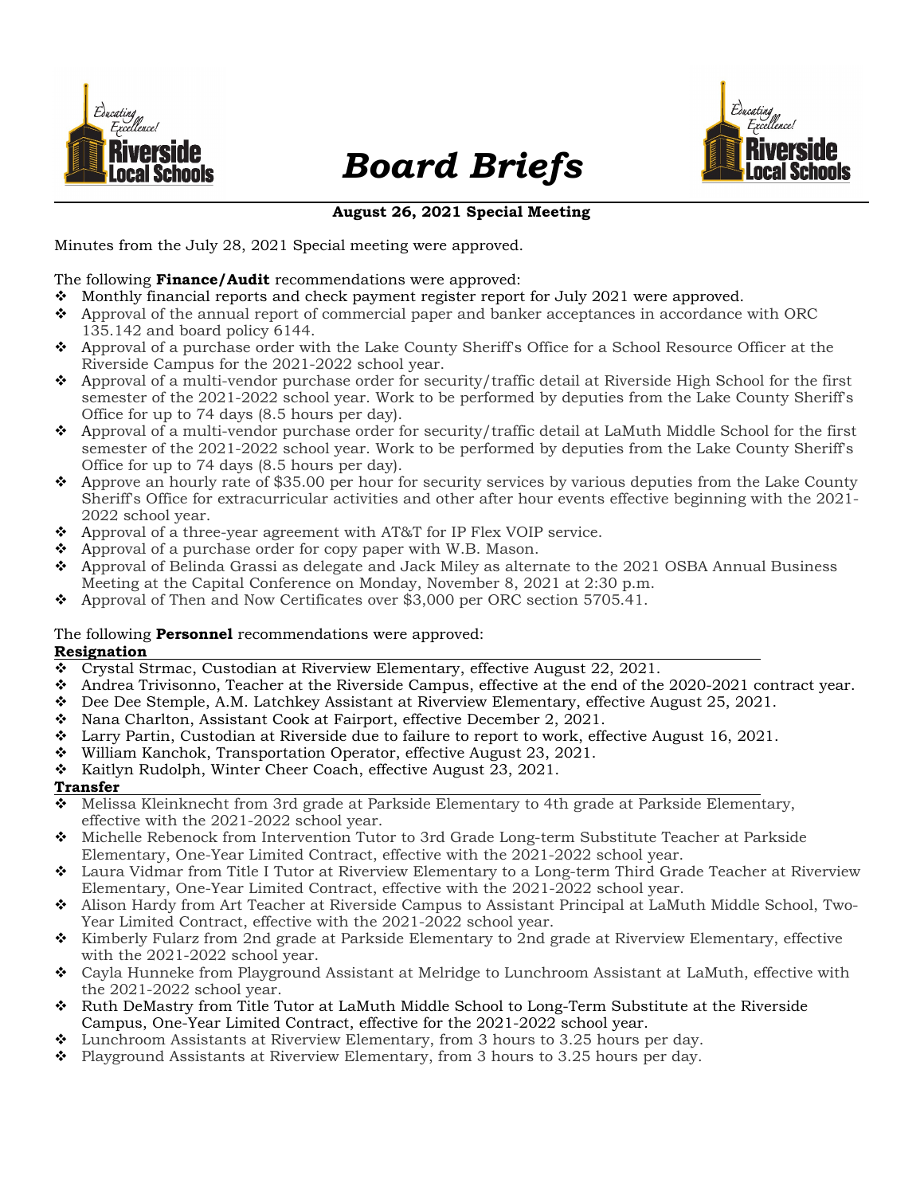# Board Briefs

**August 26, 2021 Special Meeting**

Minutes from the July 28, 2021 Special meeting were approved.

The following **Finance/Audit** recommendations were approved:

- Monthly financial reports and check payment register report for July 2021 were approved.
- Approval of the annual report of commercial paper and banker acceptances in accordance with ORC 135.142 and board policy 6144.
- Approval of a purchase order with the Lake County Sheriff's Office for a School Resource Officer at the Riverside Campus for the 2021-2022 school year.
- Approval of a multi-vendor purchase order for security/traffic detail at Riverside High School for the first semester of the 2021-2022 school year. Work to be performed by deputies from the Lake County Sheriff's Office for up to 74 days (8.5 hours per day).
- Approval of a multi-vendor purchase order for security/traffic detail at LaMuth Middle School for the first semester of the 2021-2022 school year. Work to be performed by deputies from the Lake County Sheriff's Office for up to 74 days (8.5 hours per day).
- Approve an hourly rate of $35.00 per hour for security services by various deputies from the Lake County Sheriff's Office for extracurricular activities and other after hour events effective beginning with the 2021-2022 school year.
- Approval of a three-year agreement with AT&T for IP Flex VOIP service.
- Approval of a purchase order for copy paper with W.B. Mason.
- Approval of Belinda Grassi as delegate and Jack Miley as alternate to the 2021 OSBA Annual Business Meeting at the Capital Conference on Monday, November 8, 2021 at 2:30 p.m.
- Approval of Then and Now Certificates over $3,000 per ORC section 5705.41.

The following **Personnel** recommendations were approved:

**Resignation**

- Crystal Strmac, Custodian at Riverview Elementary, effective August 22, 2021.
- Andrea Trivisonno, Teacher at the Riverside Campus, effective at the end of the 2020-2021 contract year.
- Dee Dee Stemple, A.M. Latchkey Assistant at Riverview Elementary, effective August 25, 2021.
- Nana Charlton, Assistant Cook at Fairport, effective December 2, 2021.
- Larry Partin, Custodian at Riverside due to failure to report to work, effective August 16, 2021.
- William Kanchok, Transportation Operator, effective August 23, 2021.
- Kaitlyn Rudolph, Winter Cheer Coach, effective August 23, 2021.

**Transfer**

- Melissa Kleinknecht from 3rd grade at Parkside Elementary to 4th grade at Parkside Elementary, effective with the 2021-2022 school year.
- Michelle Rebenock from Intervention Tutor to 3rd Grade Long-term Substitute Teacher at Parkside Elementary, One-Year Limited Contract, effective with the 2021-2022 school year.
- Laura Vidmar from Title I Tutor at Riverview Elementary to a Long-term Third Grade Teacher at Riverview Elementary, One-Year Limited Contract, effective with the 2021-2022 school year.
- Alison Hardy from Art Teacher at Riverside Campus to Assistant Principal at LaMuth Middle School, Two-Year Limited Contract, effective with the 2021-2022 school year.
- Kimberly Fularz from 2nd grade at Parkside Elementary to 2nd grade at Riverview Elementary, effective with the 2021-2022 school year.
- Cayla Hunneke from Playground Assistant at Melridge to Lunchroom Assistant at LaMuth, effective with the 2021-2022 school year.
- Ruth DeMastry from Title Tutor at LaMuth Middle School to Long-Term Substitute at the Riverside Campus, One-Year Limited Contract, effective for the 2021-2022 school year.
- Lunchroom Assistants at Riverview Elementary, from 3 hours to 3.25 hours per day.
- Playground Assistants at Riverview Elementary, from 3 hours to 3.25 hours per day.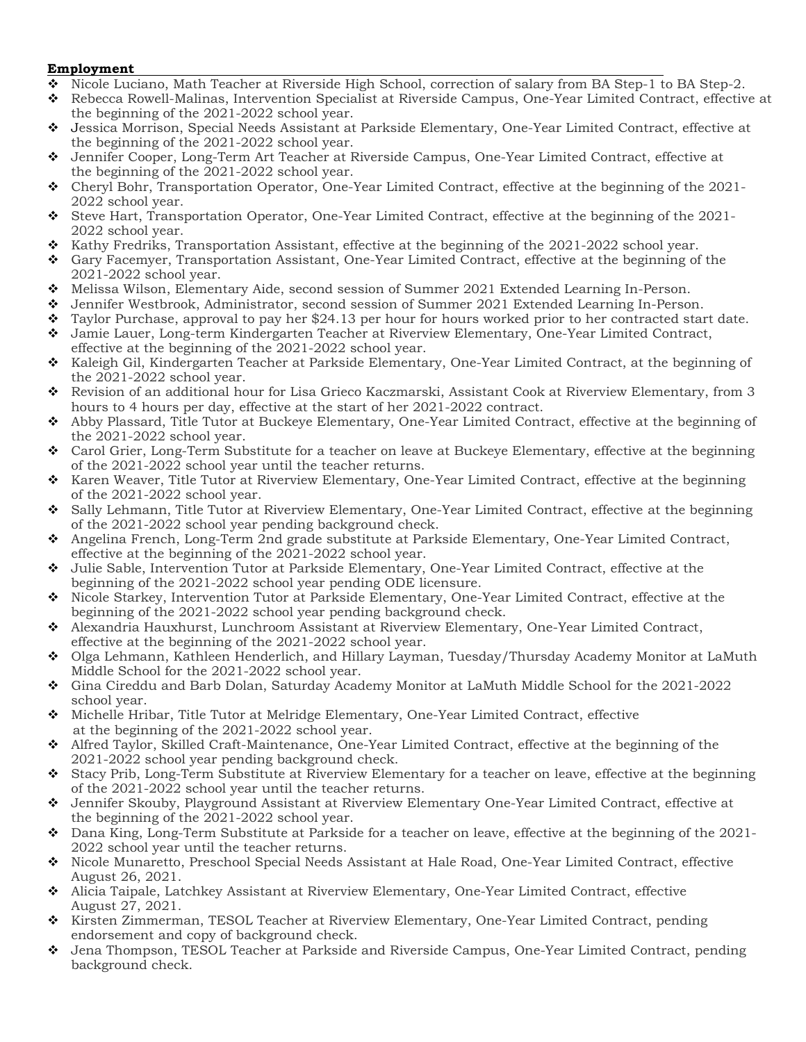**Employment**

- Nicole Luciano, Math Teacher at Riverside High School, correction of salary from BA Step-1 to BA Step-2.
- Rebecca Rowell-Malinas, Intervention Specialist at Riverside Campus, One-Year Limited Contract, effective at the beginning of the 2021-2022 school year.
- Jessica Morrison, Special Needs Assistant at Parkside Elementary, One-Year Limited Contract, effective at the beginning of the 2021-2022 school year.
- Jennifer Cooper, Long-Term Art Teacher at Riverside Campus, One-Year Limited Contract, effective at the beginning of the 2021-2022 school year.
- Cheryl Bohr, Transportation Operator, One-Year Limited Contract, effective at the beginning of the 2021-2022 school year.
- Steve Hart, Transportation Operator, One-Year Limited Contract, effective at the beginning of the 2021-2022 school year.
- Kathy Fredriks, Transportation Assistant, effective at the beginning of the 2021-2022 school year.
- Gary Facemyer, Transportation Assistant, One-Year Limited Contract, effective at the beginning of the 2021-2022 school year.
- Melissa Wilson, Elementary Aide, second session of Summer 2021 Extended Learning In-Person.
- Jennifer Westbrook, Administrator, second session of Summer 2021 Extended Learning In-Person.
- Taylor Purchase, approval to pay her $24.13 per hour for hours worked prior to her contracted start date.
- Jamie Lauer, Long-term Kindergarten Teacher at Riverview Elementary, One-Year Limited Contract, effective at the beginning of the 2021-2022 school year.
- Kaleigh Gil, Kindergarten Teacher at Parkside Elementary, One-Year Limited Contract, at the beginning of the 2021-2022 school year.
- Revision of an additional hour for Lisa Grieco Kaczmarski, Assistant Cook at Riverview Elementary, from 3 hours to 4 hours per day, effective at the start of her 2021-2022 contract.
- Abby Plassard, Title Tutor at Buckeye Elementary, One-Year Limited Contract, effective at the beginning of the 2021-2022 school year.
- Carol Grier, Long-Term Substitute for a teacher on leave at Buckeye Elementary, effective at the beginning of the 2021-2022 school year until the teacher returns.
- Karen Weaver, Title Tutor at Riverview Elementary, One-Year Limited Contract, effective at the beginning of the 2021-2022 school year.
- Sally Lehmann, Title Tutor at Riverview Elementary, One-Year Limited Contract, effective at the beginning of the 2021-2022 school year pending background check.
- Angelina French, Long-Term 2nd grade substitute at Parkside Elementary, One-Year Limited Contract, effective at the beginning of the 2021-2022 school year.
- Julie Sable, Intervention Tutor at Parkside Elementary, One-Year Limited Contract, effective at the beginning of the 2021-2022 school year pending ODE licensure.
- Nicole Starkey, Intervention Tutor at Parkside Elementary, One-Year Limited Contract, effective at the beginning of the 2021-2022 school year pending background check.
- Alexandria Hauxhurst, Lunchroom Assistant at Riverview Elementary, One-Year Limited Contract, effective at the beginning of the 2021-2022 school year.
- Olga Lehmann, Kathleen Henderlich, and Hillary Layman, Tuesday/Thursday Academy Monitor at LaMuth Middle School for the 2021-2022 school year.
- Gina Cireddu and Barb Dolan, Saturday Academy Monitor at LaMuth Middle School for the 2021-2022 school year.
- Michelle Hribar, Title Tutor at Melridge Elementary, One-Year Limited Contract, effective at the beginning of the 2021-2022 school year.
- Alfred Taylor, Skilled Craft-Maintenance, One-Year Limited Contract, effective at the beginning of the 2021-2022 school year pending background check.
- Stacy Prib, Long-Term Substitute at Riverview Elementary for a teacher on leave, effective at the beginning of the 2021-2022 school year until the teacher returns.
- Jennifer Skouby, Playground Assistant at Riverview Elementary One-Year Limited Contract, effective at the beginning of the 2021-2022 school year.
- Dana King, Long-Term Substitute at Parkside for a teacher on leave, effective at the beginning of the 2021-2022 school year until the teacher returns.
- Nicole Munaretto, Preschool Special Needs Assistant at Hale Road, One-Year Limited Contract, effective August 26, 2021.
- Alicia Taipale, Latchkey Assistant at Riverview Elementary, One-Year Limited Contract, effective August 27, 2021.
- Kirsten Zimmerman, TESOL Teacher at Riverview Elementary, One-Year Limited Contract, pending endorsement and copy of background check.
- Jena Thompson, TESOL Teacher at Parkside and Riverside Campus, One-Year Limited Contract, pending background check.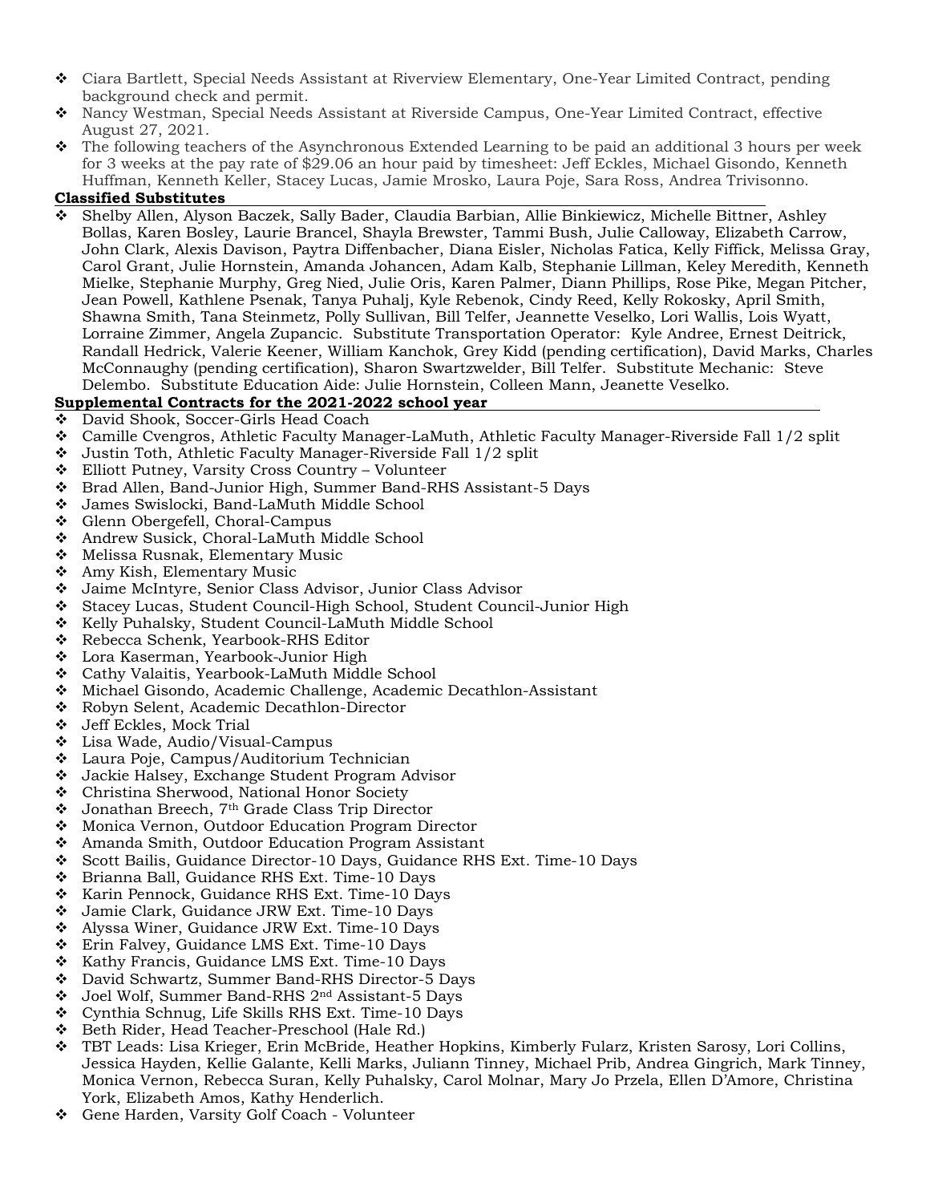- Ciara Bartlett, Special Needs Assistant at Riverview Elementary, One-Year Limited Contract, pending background check and permit.
- Nancy Westman, Special Needs Assistant at Riverside Campus, One-Year Limited Contract, effective August 27, 2021.
- The following teachers of the Asynchronous Extended Learning to be paid an additional 3 hours per week for 3 weeks at the pay rate of $29.06 an hour paid by timesheet: Jeff Eckles, Michael Gisondo, Kenneth Huffman, Kenneth Keller, Stacey Lucas, Jamie Mrosko, Laura Poje, Sara Ross, Andrea Trivisonno.

**Classified Substitutes**

- Shelby Allen, Alyson Baczek, Sally Bader, Claudia Barbian, Allie Binkiewicz, Michelle Bittner, Ashley Bollas, Karen Bosley, Laurie Brancel, Shayla Brewster, Tammi Bush, Julie Calloway, Elizabeth Carrow, John Clark, Alexis Davison, Paytra Diffenbacher, Diana Eisler, Nicholas Fatica, Kelly Fiffick, Melissa Gray, Carol Grant, Julie Hornstein, Amanda Johancen, Adam Kalb, Stephanie Lillman, Keley Meredith, Kenneth Mielke, Stephanie Murphy, Greg Nied, Julie Oris, Karen Palmer, Diann Phillips, Rose Pike, Megan Pitcher, Jean Powell, Kathlene Psenak, Tanya Puhalj, Kyle Rebenok, Cindy Reed, Kelly Rokosky, April Smith, Shawna Smith, Tana Steinmetz, Polly Sullivan, Bill Telfer, Jeannette Veselko, Lori Wallis, Lois Wyatt, Lorraine Zimmer, Angela Zupancic. Substitute Transportation Operator: Kyle Andree, Ernest Deitrick, Randall Hedrick, Valerie Keener, William Kanchok, Grey Kidd (pending certification), David Marks, Charles McConnaughy (pending certification), Sharon Swartzwelder, Bill Telfer. Substitute Mechanic: Steve Delembo. Substitute Education Aide: Julie Hornstein, Colleen Mann, Jeanette Veselko.

**Supplemental Contracts for the 2021-2022 school year**

- David Shook, Soccer-Girls Head Coach
- Camille Cvengros, Athletic Faculty Manager-LaMuth, Athletic Faculty Manager-Riverside Fall 1/2 split
- Justin Toth, Athletic Faculty Manager-Riverside Fall 1/2 split
- Elliott Putney, Varsity Cross Country – Volunteer
- Brad Allen, Band-Junior High, Summer Band-RHS Assistant-5 Days
- James Swislocki, Band-LaMuth Middle School
- Glenn Obergefell, Choral-Campus
- Andrew Susick, Choral-LaMuth Middle School
- Melissa Rusnak, Elementary Music
- Amy Kish, Elementary Music
- Jaime McIntyre, Senior Class Advisor, Junior Class Advisor
- Stacey Lucas, Student Council-High School, Student Council-Junior High
- Kelly Puhalsky, Student Council-LaMuth Middle School
- Rebecca Schenk, Yearbook-RHS Editor
- Lora Kaserman, Yearbook-Junior High
- Cathy Valaitis, Yearbook-LaMuth Middle School
- Michael Gisondo, Academic Challenge, Academic Decathlon-Assistant
- Robyn Selent, Academic Decathlon-Director
- Jeff Eckles, Mock Trial
- Lisa Wade, Audio/Visual-Campus
- Laura Poje, Campus/Auditorium Technician
- Jackie Halsey, Exchange Student Program Advisor
- Christina Sherwood, National Honor Society
- Jonathan Breech, 7th Grade Class Trip Director
- Monica Vernon, Outdoor Education Program Director
- Amanda Smith, Outdoor Education Program Assistant
- Scott Bailis, Guidance Director-10 Days, Guidance RHS Ext. Time-10 Days
- Brianna Ball, Guidance RHS Ext. Time-10 Days
- Karin Pennock, Guidance RHS Ext. Time-10 Days
- Jamie Clark, Guidance JRW Ext. Time-10 Days
- Alyssa Winer, Guidance JRW Ext. Time-10 Days
- Erin Falvey, Guidance LMS Ext. Time-10 Days
- Kathy Francis, Guidance LMS Ext. Time-10 Days
- David Schwartz, Summer Band-RHS Director-5 Days
- Joel Wolf, Summer Band-RHS 2nd Assistant-5 Days
- Cynthia Schnug, Life Skills RHS Ext. Time-10 Days
- Beth Rider, Head Teacher-Preschool (Hale Rd.)
- TBT Leads: Lisa Krieger, Erin McBride, Heather Hopkins, Kimberly Fularz, Kristen Sarosy, Lori Collins, Jessica Hayden, Kellie Galante, Kelli Marks, Juliann Tinney, Michael Prib, Andrea Gingrich, Mark Tinney, Monica Vernon, Rebecca Suran, Kelly Puhalsky, Carol Molnar, Mary Jo Przela, Ellen D'Amore, Christina York, Elizabeth Amos, Kathy Henderlich.
- Gene Harden, Varsity Golf Coach - Volunteer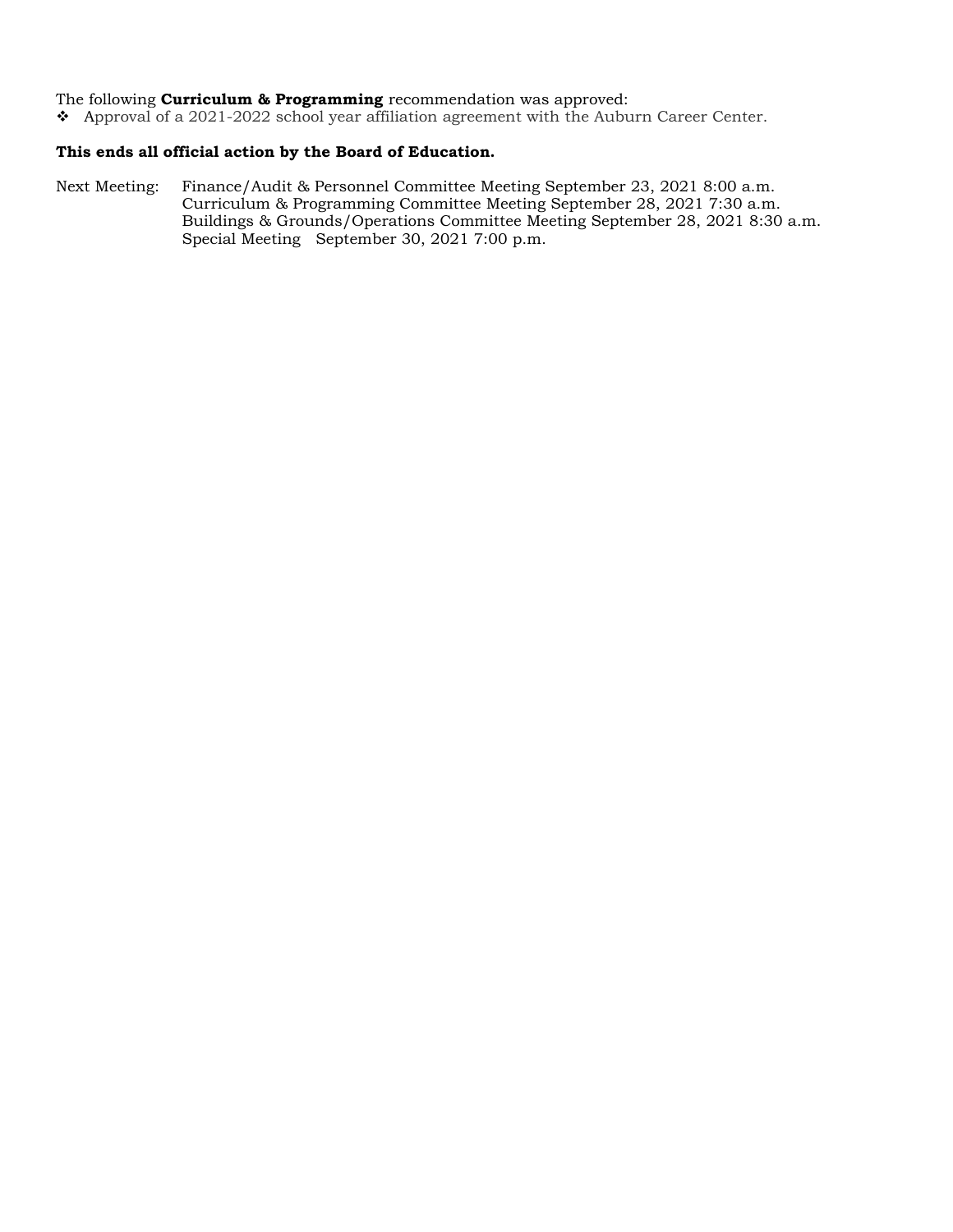The following **Curriculum & Programming** recommendation was approved:

- Approval of a 2021-2022 school year affiliation agreement with the Auburn Career Center.

**This ends all official action by the Board of Education.**

Next Meeting: Finance/Audit & Personnel Committee Meeting September 23, 2021 8:00 a.m.
Curriculum & Programming Committee Meeting September 28, 2021 7:30 a.m.
Buildings & Grounds/Operations Committee Meeting September 28, 2021 8:30 a.m.
Special Meeting September 30, 2021 7:00 p.m.